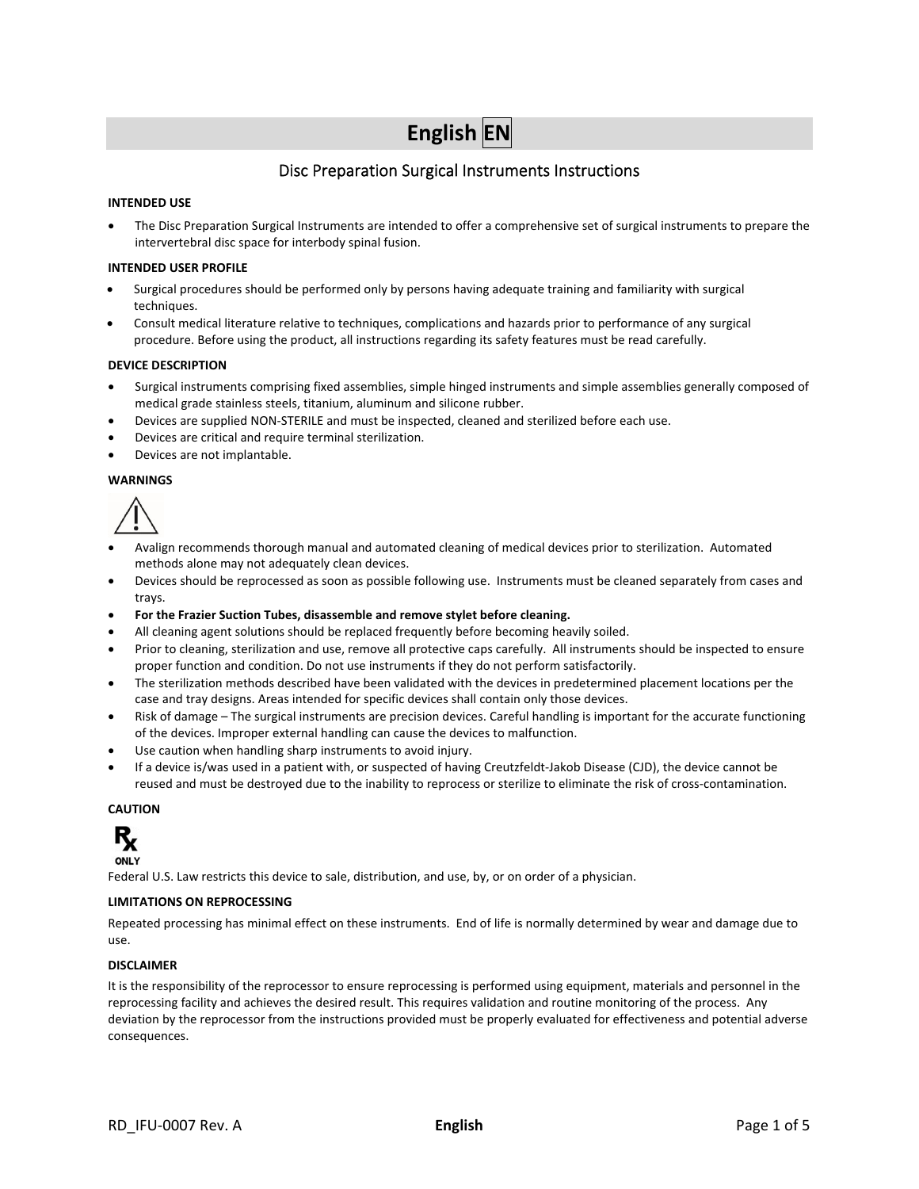# English EN

## Disc Preparation Surgical Instruments Instructions

**INTENDED USE**

- The Disc Preparation Surgical Instruments are intended to offer a comprehensive set of surgical instruments to prepare the intervertebral disc space for interbody spinal fusion.

**INTENDED USER PROFILE**

- Surgical procedures should be performed only by persons having adequate training and familiarity with surgical techniques.
- Consult medical literature relative to techniques, complications and hazards prior to performance of any surgical procedure. Before using the product, all instructions regarding its safety features must be read carefully.

**DEVICE DESCRIPTION**

- Surgical instruments comprising fixed assemblies, simple hinged instruments and simple assemblies generally composed of medical grade stainless steels, titanium, aluminum and silicone rubber.
- Devices are supplied NON-STERILE and must be inspected, cleaned and sterilized before each use.
- Devices are critical and require terminal sterilization.
- Devices are not implantable.

**WARNINGS**

- Avalign recommends thorough manual and automated cleaning of medical devices prior to sterilization. Automated methods alone may not adequately clean devices.
- Devices should be reprocessed as soon as possible following use. Instruments must be cleaned separately from cases and trays.
- **For the Frazier Suction Tubes, disassemble and remove stylet before cleaning.**
- All cleaning agent solutions should be replaced frequently before becoming heavily soiled.
- Prior to cleaning, sterilization and use, remove all protective caps carefully. All instruments should be inspected to ensure proper function and condition. Do not use instruments if they do not perform satisfactorily.
- The sterilization methods described have been validated with the devices in predetermined placement locations per the case and tray designs. Areas intended for specific devices shall contain only those devices.
- Risk of damage – The surgical instruments are precision devices. Careful handling is important for the accurate functioning of the devices. Improper external handling can cause the devices to malfunction.
- Use caution when handling sharp instruments to avoid injury.
- If a device is/was used in a patient with, or suspected of having Creutzfeldt-Jakob Disease (CJD), the device cannot be reused and must be destroyed due to the inability to reprocess or sterilize to eliminate the risk of cross-contamination.

**CAUTION**

Rx ONLY

Federal U.S. Law restricts this device to sale, distribution, and use, by, or on order of a physician.

**LIMITATIONS ON REPROCESSING**

Repeated processing has minimal effect on these instruments. End of life is normally determined by wear and damage due to use.

**DISCLAIMER**

It is the responsibility of the reprocessor to ensure reprocessing is performed using equipment, materials and personnel in the reprocessing facility and achieves the desired result. This requires validation and routine monitoring of the process. Any deviation by the reprocessor from the instructions provided must be properly evaluated for effectiveness and potential adverse consequences.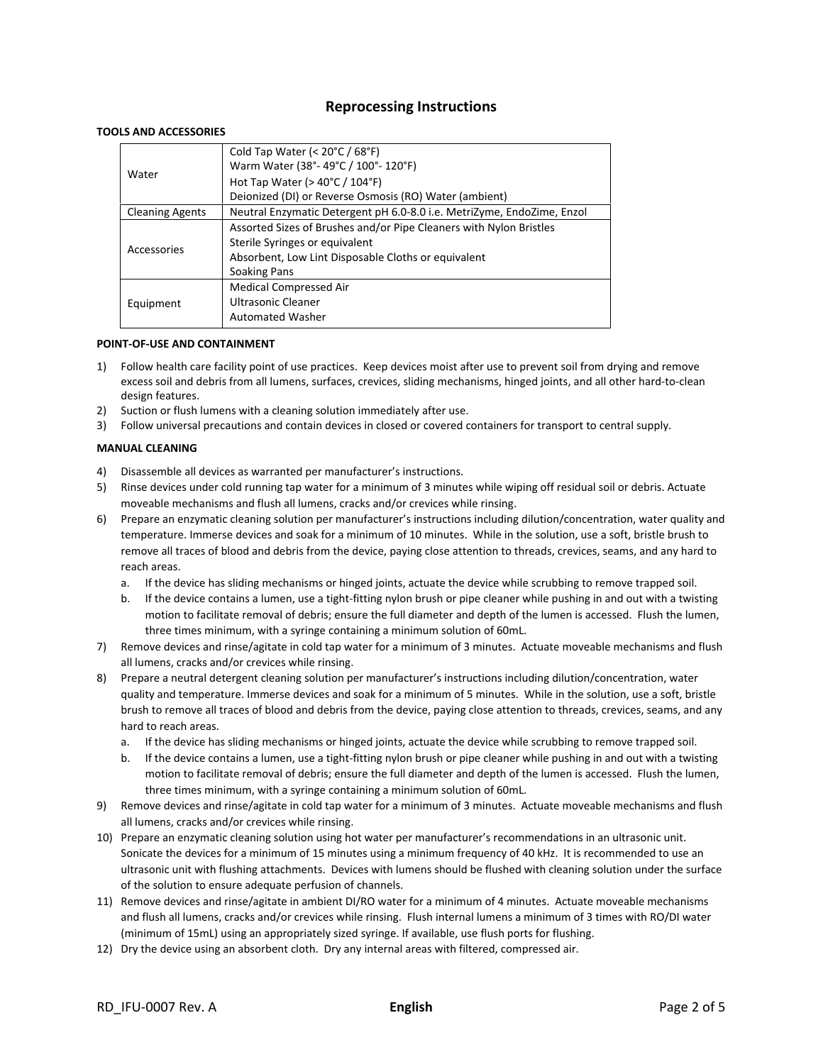## Reprocessing Instructions

**TOOLS AND ACCESSORIES**

| | |
|---|---|
| Water | Cold Tap Water (< 20°C / 68°F)<br>Warm Water (38°- 49°C / 100°- 120°F)<br>Hot Tap Water (> 40°C / 104°F)<br>Deionized (DI) or Reverse Osmosis (RO) Water (ambient) |
| Cleaning Agents | Neutral Enzymatic Detergent pH 6.0-8.0 i.e. MetriZyme, EndoZime, Enzol |
| Accessories | Assorted Sizes of Brushes and/or Pipe Cleaners with Nylon Bristles<br>Sterile Syringes or equivalent<br>Absorbent, Low Lint Disposable Cloths or equivalent<br>Soaking Pans |
| Equipment | Medical Compressed Air<br>Ultrasonic Cleaner<br>Automated Washer |

**POINT-OF-USE AND CONTAINMENT**

1) Follow health care facility point of use practices. Keep devices moist after use to prevent soil from drying and remove excess soil and debris from all lumens, surfaces, crevices, sliding mechanisms, hinged joints, and all other hard-to-clean design features.
2) Suction or flush lumens with a cleaning solution immediately after use.
3) Follow universal precautions and contain devices in closed or covered containers for transport to central supply.

**MANUAL CLEANING**

4) Disassemble all devices as warranted per manufacturer's instructions.
5) Rinse devices under cold running tap water for a minimum of 3 minutes while wiping off residual soil or debris. Actuate moveable mechanisms and flush all lumens, cracks and/or crevices while rinsing.
6) Prepare an enzymatic cleaning solution per manufacturer's instructions including dilution/concentration, water quality and temperature. Immerse devices and soak for a minimum of 10 minutes. While in the solution, use a soft, bristle brush to remove all traces of blood and debris from the device, paying close attention to threads, crevices, seams, and any hard to reach areas.
   a. If the device has sliding mechanisms or hinged joints, actuate the device while scrubbing to remove trapped soil.
   b. If the device contains a lumen, use a tight-fitting nylon brush or pipe cleaner while pushing in and out with a twisting motion to facilitate removal of debris; ensure the full diameter and depth of the lumen is accessed. Flush the lumen, three times minimum, with a syringe containing a minimum solution of 60mL.
7) Remove devices and rinse/agitate in cold tap water for a minimum of 3 minutes. Actuate moveable mechanisms and flush all lumens, cracks and/or crevices while rinsing.
8) Prepare a neutral detergent cleaning solution per manufacturer's instructions including dilution/concentration, water quality and temperature. Immerse devices and soak for a minimum of 5 minutes. While in the solution, use a soft, bristle brush to remove all traces of blood and debris from the device, paying close attention to threads, crevices, seams, and any hard to reach areas.
   a. If the device has sliding mechanisms or hinged joints, actuate the device while scrubbing to remove trapped soil.
   b. If the device contains a lumen, use a tight-fitting nylon brush or pipe cleaner while pushing in and out with a twisting motion to facilitate removal of debris; ensure the full diameter and depth of the lumen is accessed. Flush the lumen, three times minimum, with a syringe containing a minimum solution of 60mL.
9) Remove devices and rinse/agitate in cold tap water for a minimum of 3 minutes. Actuate moveable mechanisms and flush all lumens, cracks and/or crevices while rinsing.
10) Prepare an enzymatic cleaning solution using hot water per manufacturer's recommendations in an ultrasonic unit. Sonicate the devices for a minimum of 15 minutes using a minimum frequency of 40 kHz. It is recommended to use an ultrasonic unit with flushing attachments. Devices with lumens should be flushed with cleaning solution under the surface of the solution to ensure adequate perfusion of channels.
11) Remove devices and rinse/agitate in ambient DI/RO water for a minimum of 4 minutes. Actuate moveable mechanisms and flush all lumens, cracks and/or crevices while rinsing. Flush internal lumens a minimum of 3 times with RO/DI water (minimum of 15mL) using an appropriately sized syringe. If available, use flush ports for flushing.
12) Dry the device using an absorbent cloth. Dry any internal areas with filtered, compressed air.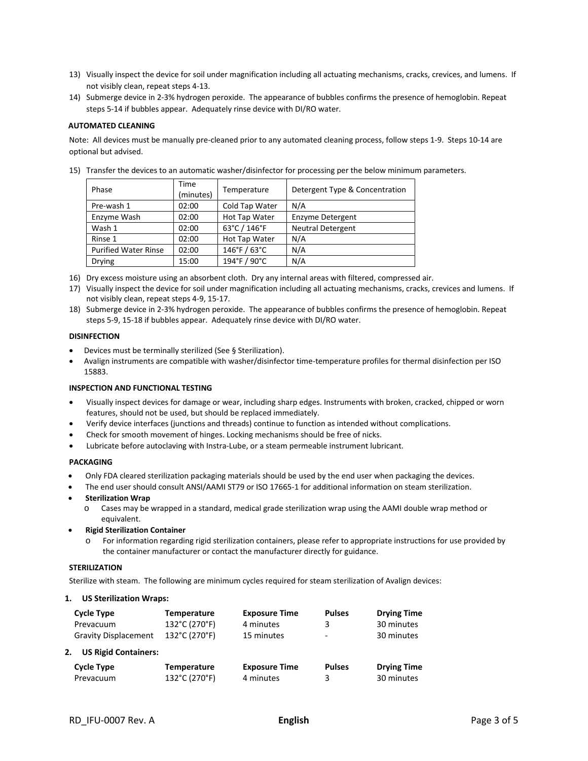13) Visually inspect the device for soil under magnification including all actuating mechanisms, cracks, crevices, and lumens. If not visibly clean, repeat steps 4-13.
14) Submerge device in 2-3% hydrogen peroxide. The appearance of bubbles confirms the presence of hemoglobin. Repeat steps 5-14 if bubbles appear. Adequately rinse device with DI/RO water.

**AUTOMATED CLEANING**

Note: All devices must be manually pre-cleaned prior to any automated cleaning process, follow steps 1-9. Steps 10-14 are optional but advised.

15) Transfer the devices to an automatic washer/disinfector for processing per the below minimum parameters.

| Phase | Time (minutes) | Temperature | Detergent Type & Concentration |
|---|---|---|---|
| Pre-wash 1 | 02:00 | Cold Tap Water | N/A |
| Enzyme Wash | 02:00 | Hot Tap Water | Enzyme Detergent |
| Wash 1 | 02:00 | 63°C / 146°F | Neutral Detergent |
| Rinse 1 | 02:00 | Hot Tap Water | N/A |
| Purified Water Rinse | 02:00 | 146°F / 63°C | N/A |
| Drying | 15:00 | 194°F / 90°C | N/A |

16) Dry excess moisture using an absorbent cloth. Dry any internal areas with filtered, compressed air.
17) Visually inspect the device for soil under magnification including all actuating mechanisms, cracks, crevices and lumens. If not visibly clean, repeat steps 4-9, 15-17.
18) Submerge device in 2-3% hydrogen peroxide. The appearance of bubbles confirms the presence of hemoglobin. Repeat steps 5-9, 15-18 if bubbles appear. Adequately rinse device with DI/RO water.

**DISINFECTION**

- Devices must be terminally sterilized (See § Sterilization).
- Avalign instruments are compatible with washer/disinfector time-temperature profiles for thermal disinfection per ISO 15883.

**INSPECTION AND FUNCTIONAL TESTING**

- Visually inspect devices for damage or wear, including sharp edges. Instruments with broken, cracked, chipped or worn features, should not be used, but should be replaced immediately.
- Verify device interfaces (junctions and threads) continue to function as intended without complications.
- Check for smooth movement of hinges. Locking mechanisms should be free of nicks.
- Lubricate before autoclaving with Instra-Lube, or a steam permeable instrument lubricant.

**PACKAGING**

- Only FDA cleared sterilization packaging materials should be used by the end user when packaging the devices.
- The end user should consult ANSI/AAMI ST79 or ISO 17665-1 for additional information on steam sterilization.
- **Sterilization Wrap**
  - Cases may be wrapped in a standard, medical grade sterilization wrap using the AAMI double wrap method or equivalent.
- **Rigid Sterilization Container**
  - For information regarding rigid sterilization containers, please refer to appropriate instructions for use provided by the container manufacturer or contact the manufacturer directly for guidance.

**STERILIZATION**

Sterilize with steam. The following are minimum cycles required for steam sterilization of Avalign devices:

**1. US Sterilization Wraps:**

| Cycle Type | Temperature | Exposure Time | Pulses | Drying Time |
|---|---|---|---|---|
| Prevacuum | 132°C (270°F) | 4 minutes | 3 | 30 minutes |
| Gravity Displacement | 132°C (270°F) | 15 minutes | - | 30 minutes |

**2. US Rigid Containers:**

| Cycle Type | Temperature | Exposure Time | Pulses | Drying Time |
|---|---|---|---|---|
| Prevacuum | 132°C (270°F) | 4 minutes | 3 | 30 minutes |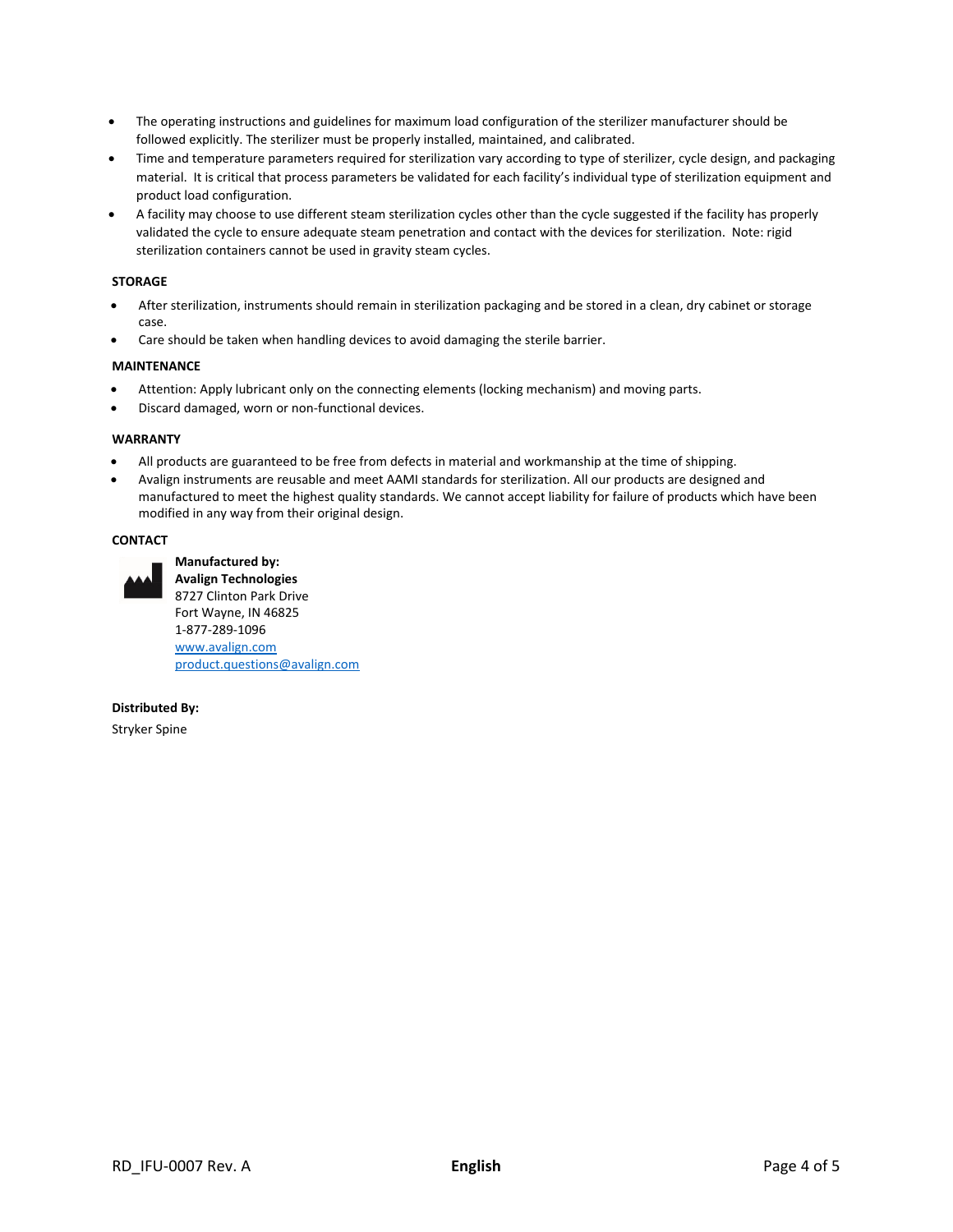- The operating instructions and guidelines for maximum load configuration of the sterilizer manufacturer should be followed explicitly. The sterilizer must be properly installed, maintained, and calibrated.
- Time and temperature parameters required for sterilization vary according to type of sterilizer, cycle design, and packaging material. It is critical that process parameters be validated for each facility's individual type of sterilization equipment and product load configuration.
- A facility may choose to use different steam sterilization cycles other than the cycle suggested if the facility has properly validated the cycle to ensure adequate steam penetration and contact with the devices for sterilization. Note: rigid sterilization containers cannot be used in gravity steam cycles.

**STORAGE**

- After sterilization, instruments should remain in sterilization packaging and be stored in a clean, dry cabinet or storage case.
- Care should be taken when handling devices to avoid damaging the sterile barrier.

**MAINTENANCE**

- Attention: Apply lubricant only on the connecting elements (locking mechanism) and moving parts.
- Discard damaged, worn or non-functional devices.

**WARRANTY**

- All products are guaranteed to be free from defects in material and workmanship at the time of shipping.
- Avalign instruments are reusable and meet AAMI standards for sterilization. All our products are designed and manufactured to meet the highest quality standards. We cannot accept liability for failure of products which have been modified in any way from their original design.

**CONTACT**

**Manufactured by:**
**Avalign Technologies**
8727 Clinton Park Drive
Fort Wayne, IN 46825
1-877-289-1096
www.avalign.com
product.questions@avalign.com

**Distributed By:**

Stryker Spine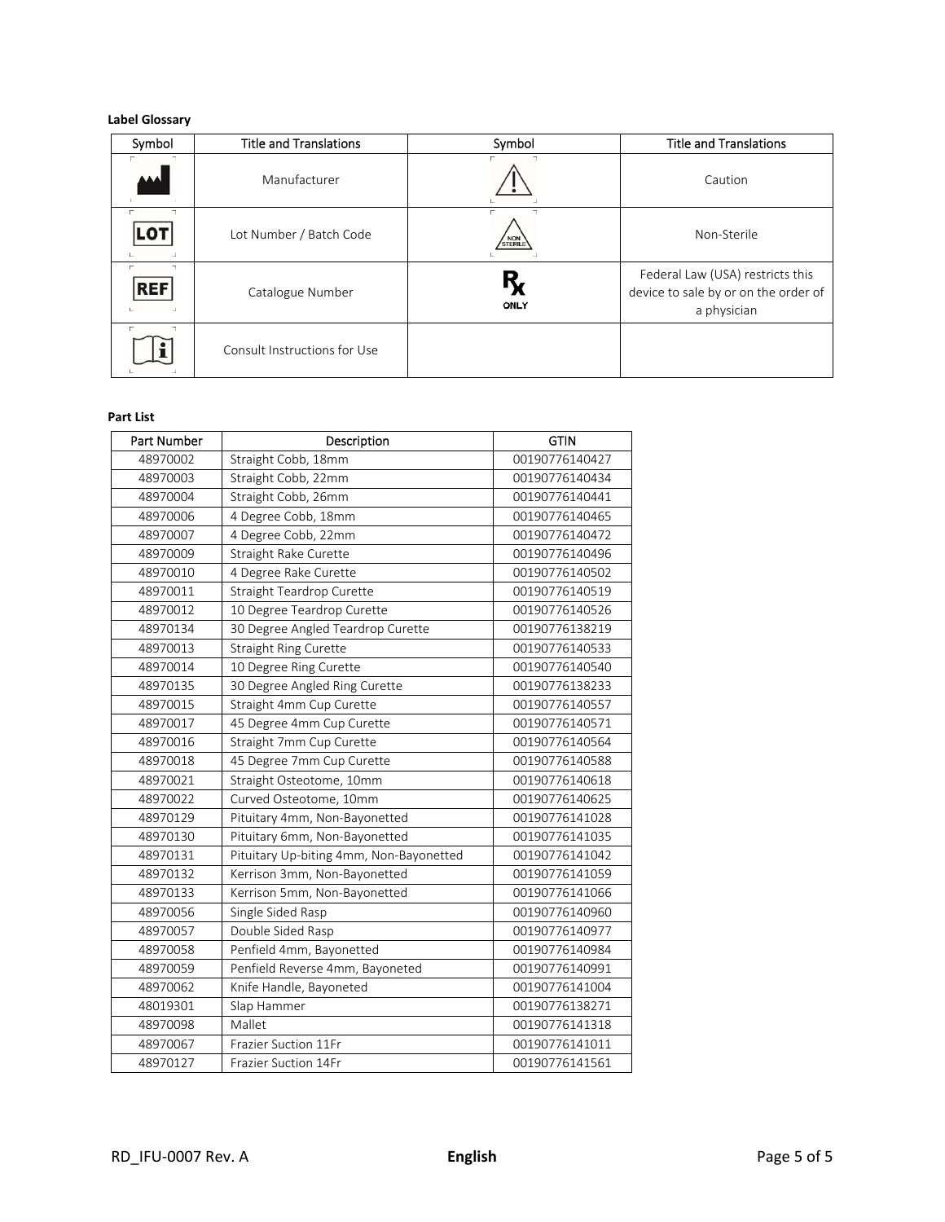**Label Glossary**

| Symbol | Title and Translations | Symbol | Title and Translations |
|---|---|---|---|
| | Manufacturer | | Caution |
| LOT | Lot Number / Batch Code | NON STERILE | Non-Sterile |
| REF | Catalogue Number | Rx ONLY | Federal Law (USA) restricts this device to sale by or on the order of a physician |
| | Consult Instructions for Use | | |

**Part List**

| Part Number | Description | GTIN |
|---|---|---|
| 48970002 | Straight Cobb, 18mm | 00190776140427 |
| 48970003 | Straight Cobb, 22mm | 00190776140434 |
| 48970004 | Straight Cobb, 26mm | 00190776140441 |
| 48970006 | 4 Degree Cobb, 18mm | 00190776140465 |
| 48970007 | 4 Degree Cobb, 22mm | 00190776140472 |
| 48970009 | Straight Rake Curette | 00190776140496 |
| 48970010 | 4 Degree Rake Curette | 00190776140502 |
| 48970011 | Straight Teardrop Curette | 00190776140519 |
| 48970012 | 10 Degree Teardrop Curette | 00190776140526 |
| 48970134 | 30 Degree Angled Teardrop Curette | 00190776138219 |
| 48970013 | Straight Ring Curette | 00190776140533 |
| 48970014 | 10 Degree Ring Curette | 00190776140540 |
| 48970135 | 30 Degree Angled Ring Curette | 00190776138233 |
| 48970015 | Straight 4mm Cup Curette | 00190776140557 |
| 48970017 | 45 Degree 4mm Cup Curette | 00190776140571 |
| 48970016 | Straight 7mm Cup Curette | 00190776140564 |
| 48970018 | 45 Degree 7mm Cup Curette | 00190776140588 |
| 48970021 | Straight Osteotome, 10mm | 00190776140618 |
| 48970022 | Curved Osteotome, 10mm | 00190776140625 |
| 48970129 | Pituitary 4mm, Non-Bayonetted | 00190776141028 |
| 48970130 | Pituitary 6mm, Non-Bayonetted | 00190776141035 |
| 48970131 | Pituitary Up-biting 4mm, Non-Bayonetted | 00190776141042 |
| 48970132 | Kerrison 3mm, Non-Bayonetted | 00190776141059 |
| 48970133 | Kerrison 5mm, Non-Bayonetted | 00190776141066 |
| 48970056 | Single Sided Rasp | 00190776140960 |
| 48970057 | Double Sided Rasp | 00190776140977 |
| 48970058 | Penfield 4mm, Bayonetted | 00190776140984 |
| 48970059 | Penfield Reverse 4mm, Bayoneted | 00190776140991 |
| 48970062 | Knife Handle, Bayoneted | 00190776141004 |
| 48019301 | Slap Hammer | 00190776138271 |
| 48970098 | Mallet | 00190776141318 |
| 48970067 | Frazier Suction 11Fr | 00190776141011 |
| 48970127 | Frazier Suction 14Fr | 00190776141561 |

RD_IFU-0007 Rev. A **English**